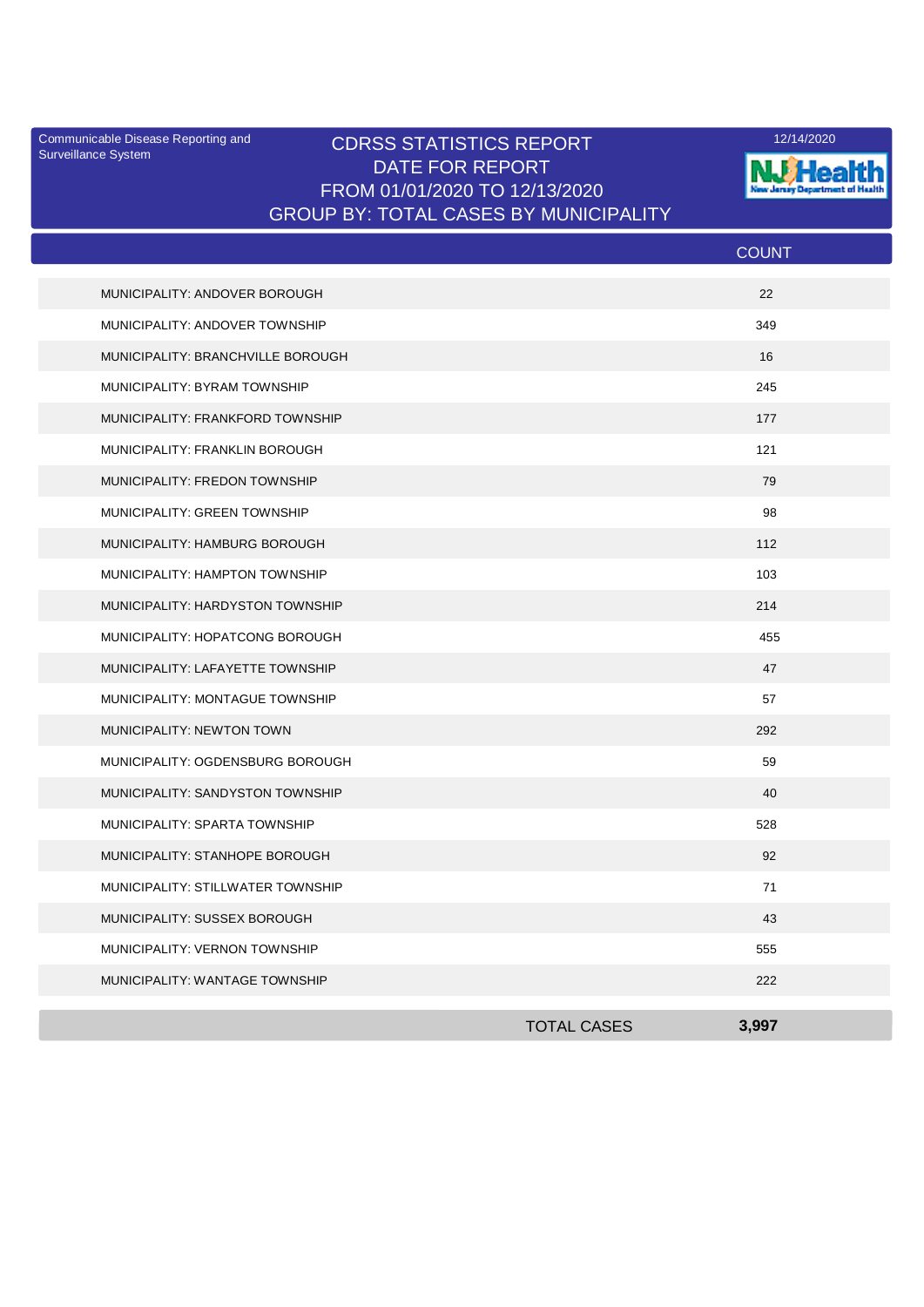Communicable Disease Reporting and Surveillance System

# CDRSS STATISTICS REPORT

DATE FOR REPORT

FROM 01/01/2020 TO 12/13/2020

GROUP BY: TOTAL CASES BY MUNICIPALITY

12/14/2020

NJ Health New Jersey Department of Health

| | COUNT |
|---|---|
| MUNICIPALITY: ANDOVER BOROUGH | 22 |
| MUNICIPALITY: ANDOVER TOWNSHIP | 349 |
| MUNICIPALITY: BRANCHVILLE BOROUGH | 16 |
| MUNICIPALITY: BYRAM TOWNSHIP | 245 |
| MUNICIPALITY: FRANKFORD TOWNSHIP | 177 |
| MUNICIPALITY: FRANKLIN BOROUGH | 121 |
| MUNICIPALITY: FREDON TOWNSHIP | 79 |
| MUNICIPALITY: GREEN TOWNSHIP | 98 |
| MUNICIPALITY: HAMBURG BOROUGH | 112 |
| MUNICIPALITY: HAMPTON TOWNSHIP | 103 |
| MUNICIPALITY: HARDYSTON TOWNSHIP | 214 |
| MUNICIPALITY: HOPATCONG BOROUGH | 455 |
| MUNICIPALITY: LAFAYETTE TOWNSHIP | 47 |
| MUNICIPALITY: MONTAGUE TOWNSHIP | 57 |
| MUNICIPALITY: NEWTON TOWN | 292 |
| MUNICIPALITY: OGDENSBURG BOROUGH | 59 |
| MUNICIPALITY: SANDYSTON TOWNSHIP | 40 |
| MUNICIPALITY: SPARTA TOWNSHIP | 528 |
| MUNICIPALITY: STANHOPE BOROUGH | 92 |
| MUNICIPALITY: STILLWATER TOWNSHIP | 71 |
| MUNICIPALITY: SUSSEX BOROUGH | 43 |
| MUNICIPALITY: VERNON TOWNSHIP | 555 |
| MUNICIPALITY: WANTAGE TOWNSHIP | 222 |
| TOTAL CASES | **3,997** |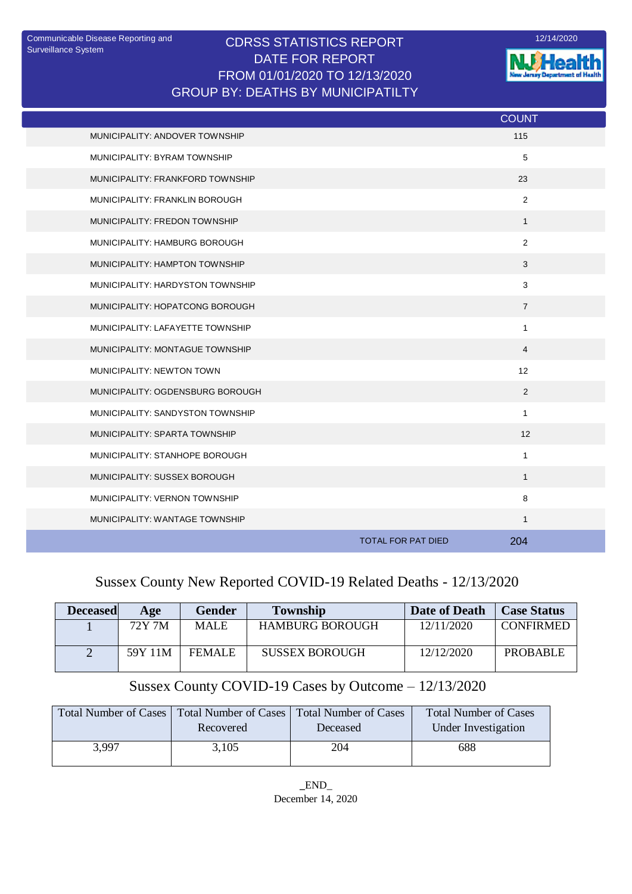Communicable Disease Reporting and Surveillance System

# CDRSS STATISTICS REPORT
## DATE FOR REPORT
## FROM 01/01/2020 TO 12/13/2020
## GROUP BY: DEATHS BY MUNICIPATILTY

12/14/2020

NJ Health – New Jersey Department of Health

| | COUNT |
|---|---|
| MUNICIPALITY: ANDOVER TOWNSHIP | 115 |
| MUNICIPALITY: BYRAM TOWNSHIP | 5 |
| MUNICIPALITY: FRANKFORD TOWNSHIP | 23 |
| MUNICIPALITY: FRANKLIN BOROUGH | 2 |
| MUNICIPALITY: FREDON TOWNSHIP | 1 |
| MUNICIPALITY: HAMBURG BOROUGH | 2 |
| MUNICIPALITY: HAMPTON TOWNSHIP | 3 |
| MUNICIPALITY: HARDYSTON TOWNSHIP | 3 |
| MUNICIPALITY: HOPATCONG BOROUGH | 7 |
| MUNICIPALITY: LAFAYETTE TOWNSHIP | 1 |
| MUNICIPALITY: MONTAGUE TOWNSHIP | 4 |
| MUNICIPALITY: NEWTON TOWN | 12 |
| MUNICIPALITY: OGDENSBURG BOROUGH | 2 |
| MUNICIPALITY: SANDYSTON TOWNSHIP | 1 |
| MUNICIPALITY: SPARTA TOWNSHIP | 12 |
| MUNICIPALITY: STANHOPE BOROUGH | 1 |
| MUNICIPALITY: SUSSEX BOROUGH | 1 |
| MUNICIPALITY: VERNON TOWNSHIP | 8 |
| MUNICIPALITY: WANTAGE TOWNSHIP | 1 |
| TOTAL FOR PAT DIED | 204 |

## Sussex County New Reported COVID-19 Related Deaths - 12/13/2020

| Deceased | Age | Gender | Township | Date of Death | Case Status |
|---|---|---|---|---|---|
| 1 | 72Y 7M | MALE | HAMBURG BOROUGH | 12/11/2020 | CONFIRMED |
| 2 | 59Y 11M | FEMALE | SUSSEX BOROUGH | 12/12/2020 | PROBABLE |

## Sussex County COVID-19 Cases by Outcome – 12/13/2020

| Total Number of Cases | Total Number of Cases Recovered | Total Number of Cases Deceased | Total Number of Cases Under Investigation |
|---|---|---|---|
| 3,997 | 3,105 | 204 | 688 |

_END_
December 14, 2020